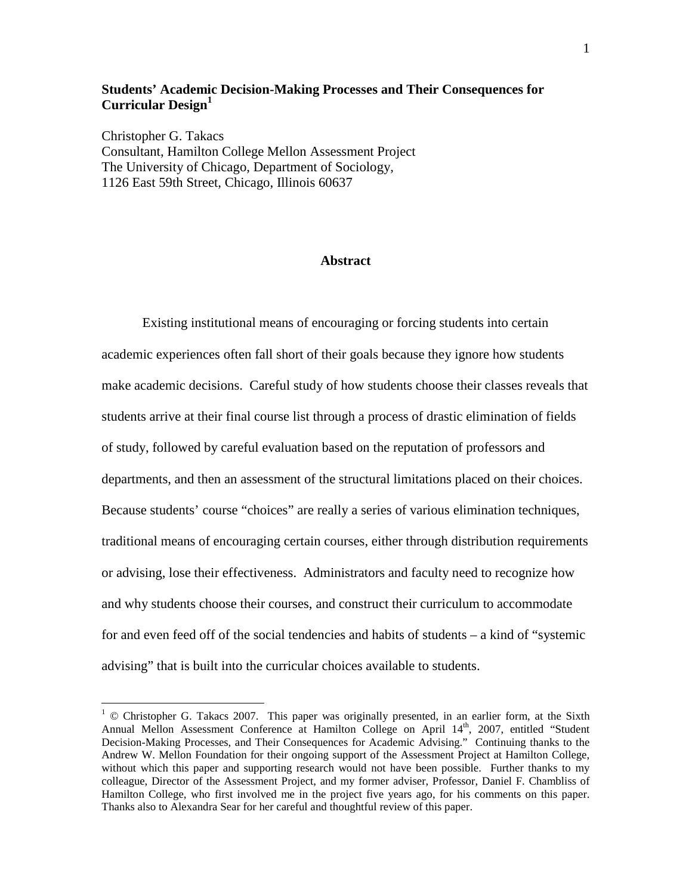# Students' Academic Decision-Making Processes and Their Consequences for Curricular Design[1]

Christopher G. Takacs
Consultant, Hamilton College Mellon Assessment Project
The University of Chicago, Department of Sociology,
1126 East 59th Street, Chicago, Illinois 60637

## Abstract

Existing institutional means of encouraging or forcing students into certain academic experiences often fall short of their goals because they ignore how students make academic decisions. Careful study of how students choose their classes reveals that students arrive at their final course list through a process of drastic elimination of fields of study, followed by careful evaluation based on the reputation of professors and departments, and then an assessment of the structural limitations placed on their choices. Because students' course "choices" are really a series of various elimination techniques, traditional means of encouraging certain courses, either through distribution requirements or advising, lose their effectiveness. Administrators and faculty need to recognize how and why students choose their courses, and construct their curriculum to accommodate for and even feed off of the social tendencies and habits of students – a kind of "systemic advising" that is built into the curricular choices available to students.

---

[1] © Christopher G. Takacs 2007. This paper was originally presented, in an earlier form, at the Sixth Annual Mellon Assessment Conference at Hamilton College on April 14th, 2007, entitled "Student Decision-Making Processes, and Their Consequences for Academic Advising." Continuing thanks to the Andrew W. Mellon Foundation for their ongoing support of the Assessment Project at Hamilton College, without which this paper and supporting research would not have been possible. Further thanks to my colleague, Director of the Assessment Project, and my former adviser, Professor, Daniel F. Chambliss of Hamilton College, who first involved me in the project five years ago, for his comments on this paper. Thanks also to Alexandra Sear for her careful and thoughtful review of this paper.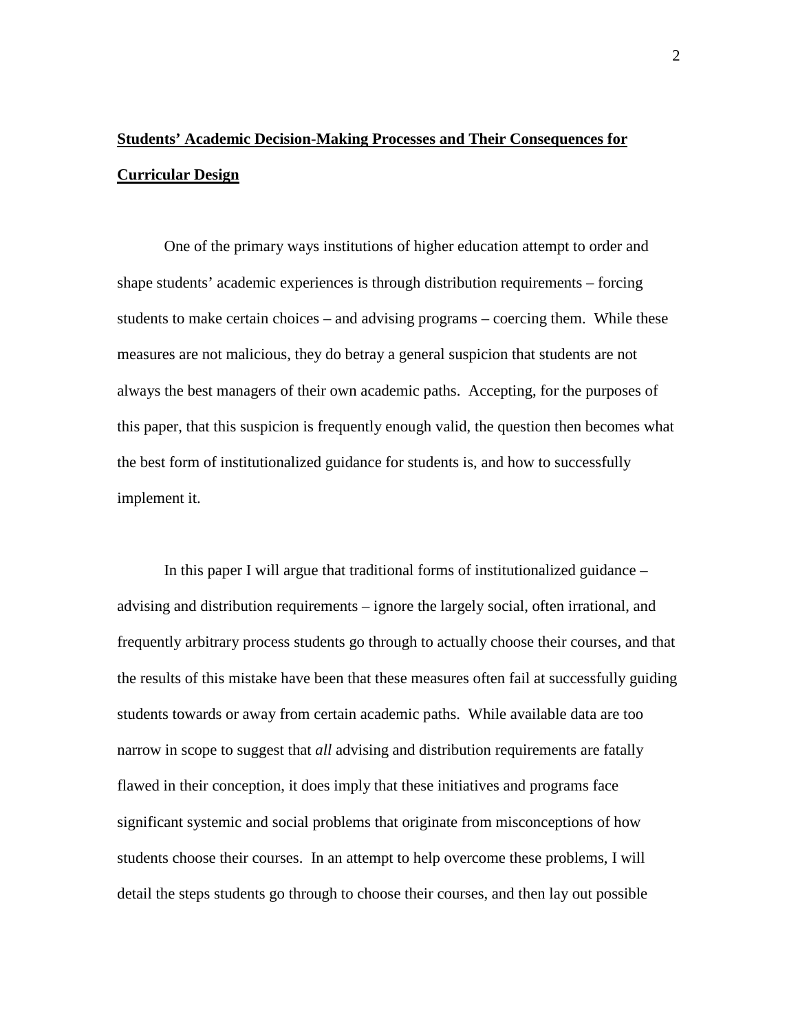## **Students' Academic Decision-Making Processes and Their Consequences for Curricular Design**

One of the primary ways institutions of higher education attempt to order and shape students' academic experiences is through distribution requirements – forcing students to make certain choices – and advising programs – coercing them. While these measures are not malicious, they do betray a general suspicion that students are not always the best managers of their own academic paths. Accepting, for the purposes of this paper, that this suspicion is frequently enough valid, the question then becomes what the best form of institutionalized guidance for students is, and how to successfully implement it.

In this paper I will argue that traditional forms of institutionalized guidance – advising and distribution requirements – ignore the largely social, often irrational, and frequently arbitrary process students go through to actually choose their courses, and that the results of this mistake have been that these measures often fail at successfully guiding students towards or away from certain academic paths. While available data are too narrow in scope to suggest that *all* advising and distribution requirements are fatally flawed in their conception, it does imply that these initiatives and programs face significant systemic and social problems that originate from misconceptions of how students choose their courses. In an attempt to help overcome these problems, I will detail the steps students go through to choose their courses, and then lay out possible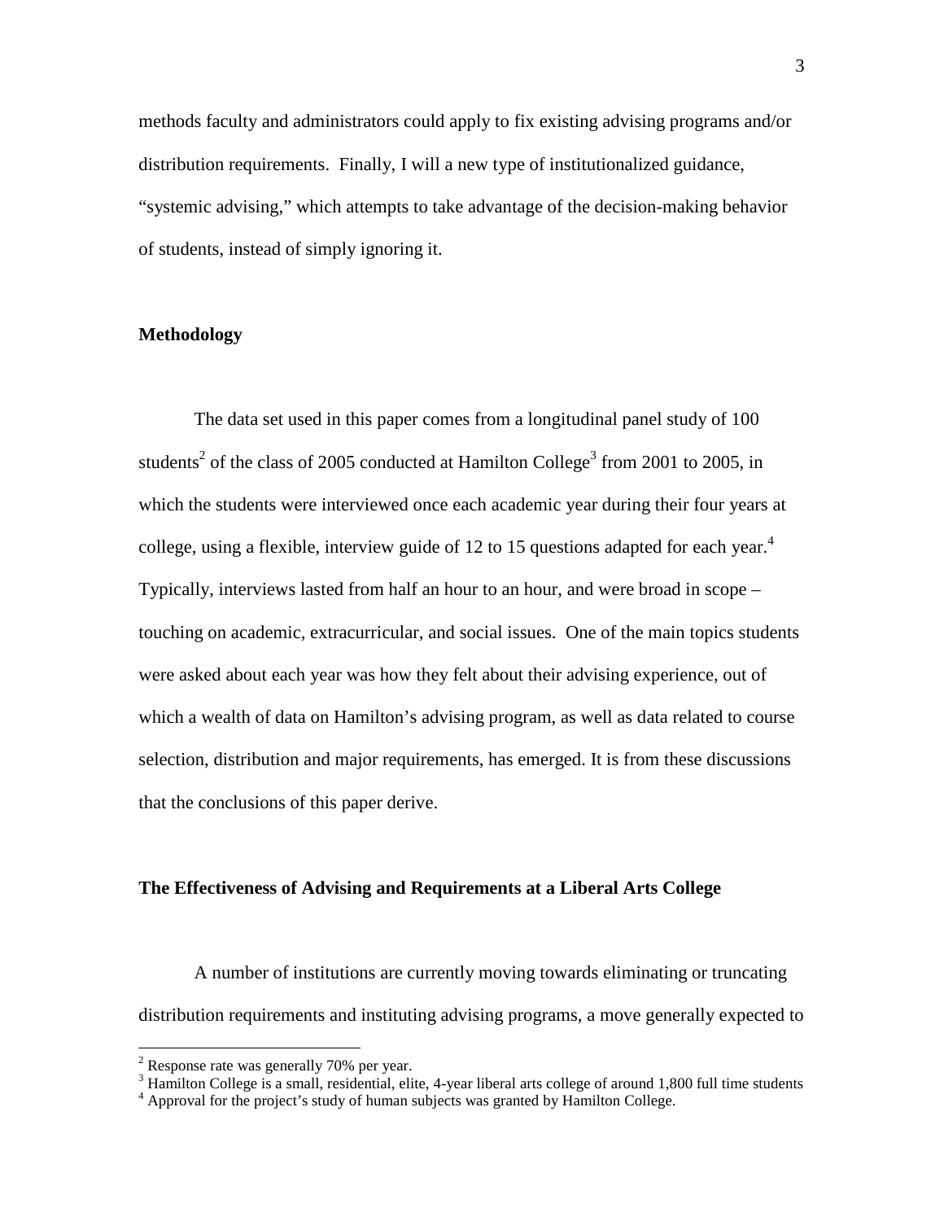methods faculty and administrators could apply to fix existing advising programs and/or distribution requirements. Finally, I will a new type of institutionalized guidance, "systemic advising," which attempts to take advantage of the decision-making behavior of students, instead of simply ignoring it.

**Methodology**

The data set used in this paper comes from a longitudinal panel study of 100 students[2] of the class of 2005 conducted at Hamilton College[3] from 2001 to 2005, in which the students were interviewed once each academic year during their four years at college, using a flexible, interview guide of 12 to 15 questions adapted for each year.[4] Typically, interviews lasted from half an hour to an hour, and were broad in scope – touching on academic, extracurricular, and social issues. One of the main topics students were asked about each year was how they felt about their advising experience, out of which a wealth of data on Hamilton's advising program, as well as data related to course selection, distribution and major requirements, has emerged. It is from these discussions that the conclusions of this paper derive.

**The Effectiveness of Advising and Requirements at a Liberal Arts College**

A number of institutions are currently moving towards eliminating or truncating distribution requirements and instituting advising programs, a move generally expected to

[2] Response rate was generally 70% per year.

[3] Hamilton College is a small, residential, elite, 4-year liberal arts college of around 1,800 full time students

[4] Approval for the project's study of human subjects was granted by Hamilton College.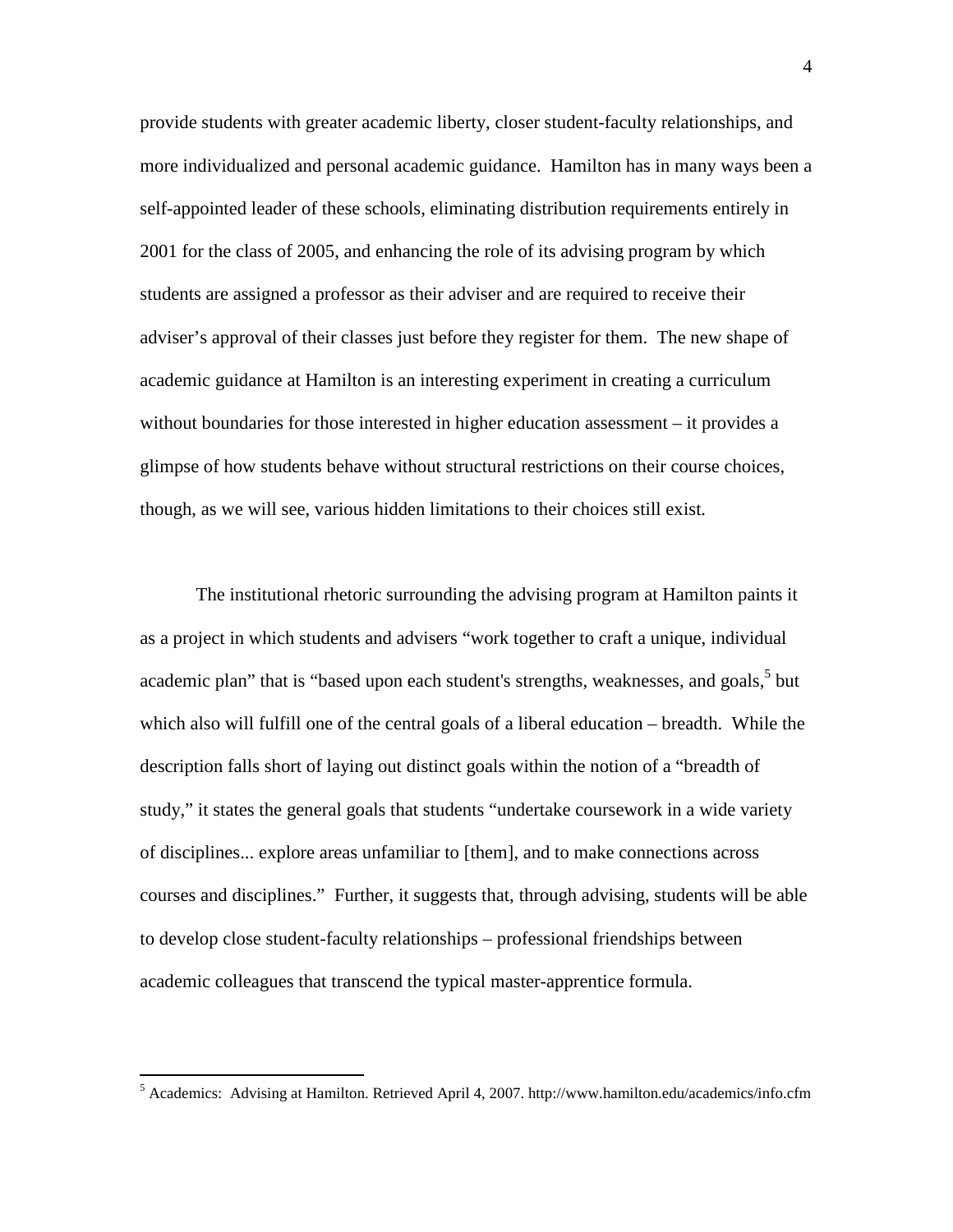provide students with greater academic liberty, closer student-faculty relationships, and more individualized and personal academic guidance. Hamilton has in many ways been a self-appointed leader of these schools, eliminating distribution requirements entirely in 2001 for the class of 2005, and enhancing the role of its advising program by which students are assigned a professor as their adviser and are required to receive their adviser's approval of their classes just before they register for them. The new shape of academic guidance at Hamilton is an interesting experiment in creating a curriculum without boundaries for those interested in higher education assessment – it provides a glimpse of how students behave without structural restrictions on their course choices, though, as we will see, various hidden limitations to their choices still exist.

The institutional rhetoric surrounding the advising program at Hamilton paints it as a project in which students and advisers "work together to craft a unique, individual academic plan" that is "based upon each student's strengths, weaknesses, and goals,[5] but which also will fulfill one of the central goals of a liberal education – breadth. While the description falls short of laying out distinct goals within the notion of a "breadth of study," it states the general goals that students "undertake coursework in a wide variety of disciplines... explore areas unfamiliar to [them], and to make connections across courses and disciplines." Further, it suggests that, through advising, students will be able to develop close student-faculty relationships – professional friendships between academic colleagues that transcend the typical master-apprentice formula.

---

[5] Academics: Advising at Hamilton. Retrieved April 4, 2007. http://www.hamilton.edu/academics/info.cfm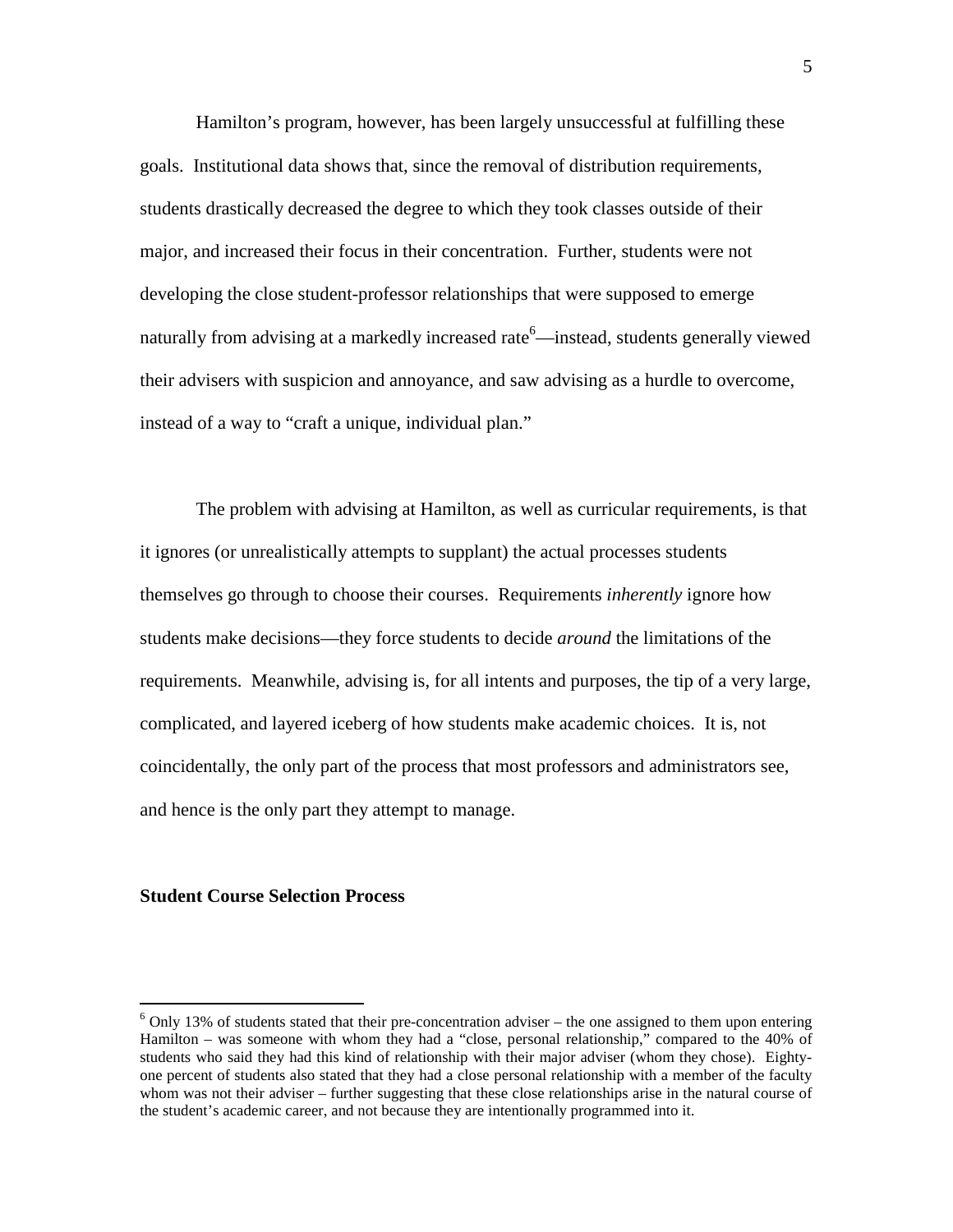Hamilton's program, however, has been largely unsuccessful at fulfilling these goals. Institutional data shows that, since the removal of distribution requirements, students drastically decreased the degree to which they took classes outside of their major, and increased their focus in their concentration. Further, students were not developing the close student-professor relationships that were supposed to emerge naturally from advising at a markedly increased rate[6]—instead, students generally viewed their advisers with suspicion and annoyance, and saw advising as a hurdle to overcome, instead of a way to "craft a unique, individual plan."

The problem with advising at Hamilton, as well as curricular requirements, is that it ignores (or unrealistically attempts to supplant) the actual processes students themselves go through to choose their courses. Requirements *inherently* ignore how students make decisions—they force students to decide *around* the limitations of the requirements. Meanwhile, advising is, for all intents and purposes, the tip of a very large, complicated, and layered iceberg of how students make academic choices. It is, not coincidentally, the only part of the process that most professors and administrators see, and hence is the only part they attempt to manage.

**Student Course Selection Process**

---

[6] Only 13% of students stated that their pre-concentration adviser – the one assigned to them upon entering Hamilton – was someone with whom they had a "close, personal relationship," compared to the 40% of students who said they had this kind of relationship with their major adviser (whom they chose). Eighty-one percent of students also stated that they had a close personal relationship with a member of the faculty whom was not their adviser – further suggesting that these close relationships arise in the natural course of the student's academic career, and not because they are intentionally programmed into it.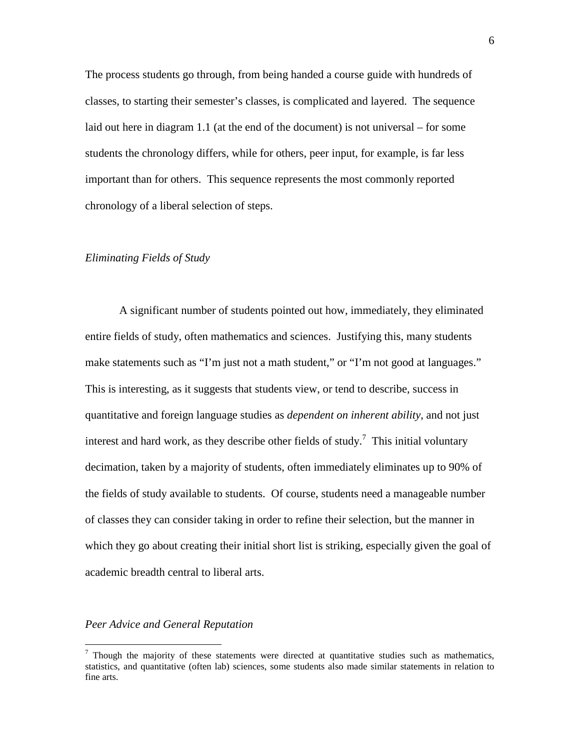The process students go through, from being handed a course guide with hundreds of classes, to starting their semester's classes, is complicated and layered. The sequence laid out here in diagram 1.1 (at the end of the document) is not universal – for some students the chronology differs, while for others, peer input, for example, is far less important than for others. This sequence represents the most commonly reported chronology of a liberal selection of steps.

*Eliminating Fields of Study*

A significant number of students pointed out how, immediately, they eliminated entire fields of study, often mathematics and sciences. Justifying this, many students make statements such as "I'm just not a math student," or "I'm not good at languages." This is interesting, as it suggests that students view, or tend to describe, success in quantitative and foreign language studies as *dependent on inherent ability*, and not just interest and hard work, as they describe other fields of study.[7] This initial voluntary decimation, taken by a majority of students, often immediately eliminates up to 90% of the fields of study available to students. Of course, students need a manageable number of classes they can consider taking in order to refine their selection, but the manner in which they go about creating their initial short list is striking, especially given the goal of academic breadth central to liberal arts.

*Peer Advice and General Reputation*

[7] Though the majority of these statements were directed at quantitative studies such as mathematics, statistics, and quantitative (often lab) sciences, some students also made similar statements in relation to fine arts.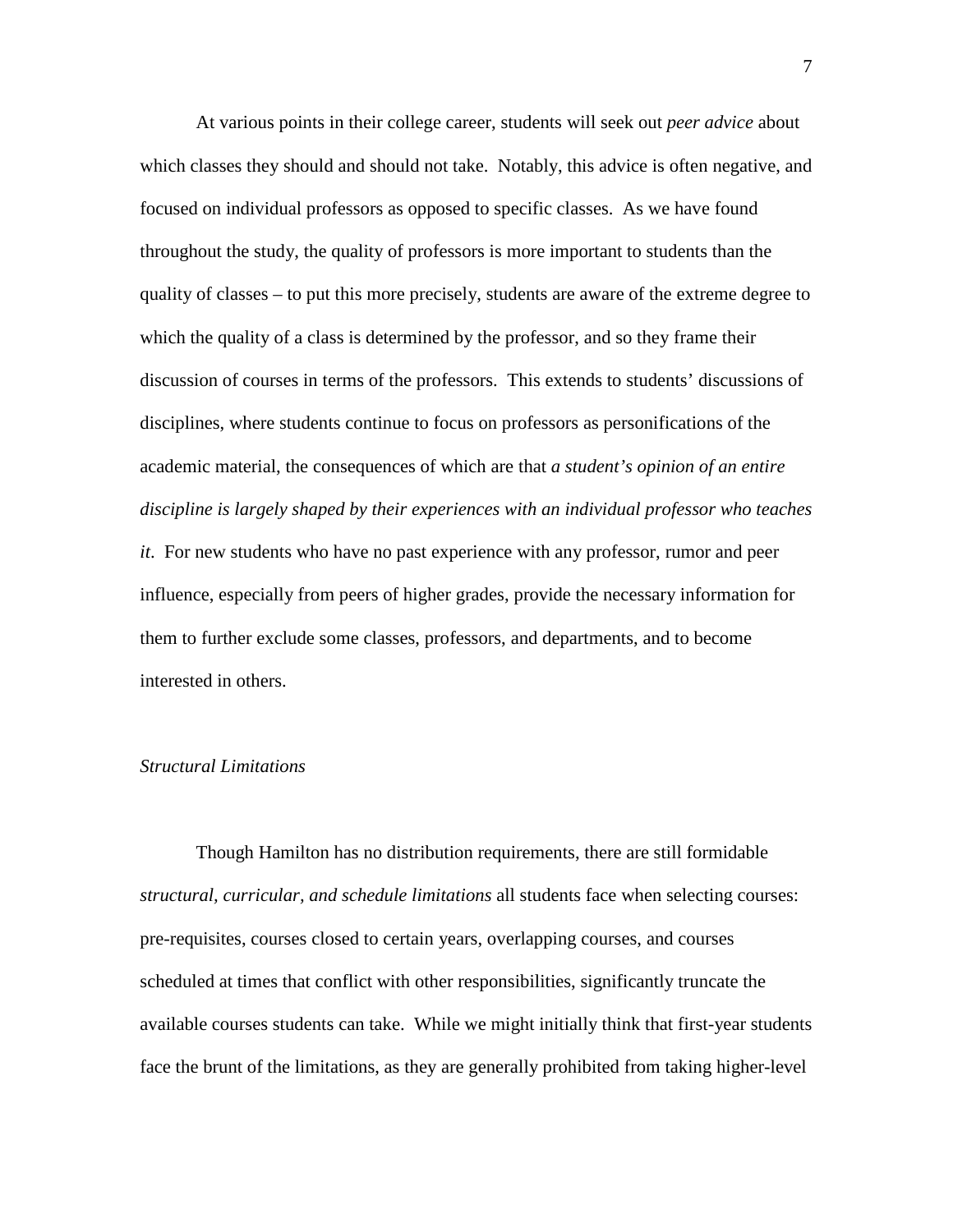At various points in their college career, students will seek out *peer advice* about which classes they should and should not take. Notably, this advice is often negative, and focused on individual professors as opposed to specific classes. As we have found throughout the study, the quality of professors is more important to students than the quality of classes – to put this more precisely, students are aware of the extreme degree to which the quality of a class is determined by the professor, and so they frame their discussion of courses in terms of the professors. This extends to students' discussions of disciplines, where students continue to focus on professors as personifications of the academic material, the consequences of which are that *a student's opinion of an entire discipline is largely shaped by their experiences with an individual professor who teaches it*. For new students who have no past experience with any professor, rumor and peer influence, especially from peers of higher grades, provide the necessary information for them to further exclude some classes, professors, and departments, and to become interested in others.

*Structural Limitations*

Though Hamilton has no distribution requirements, there are still formidable *structural, curricular, and schedule limitations* all students face when selecting courses: pre-requisites, courses closed to certain years, overlapping courses, and courses scheduled at times that conflict with other responsibilities, significantly truncate the available courses students can take. While we might initially think that first-year students face the brunt of the limitations, as they are generally prohibited from taking higher-level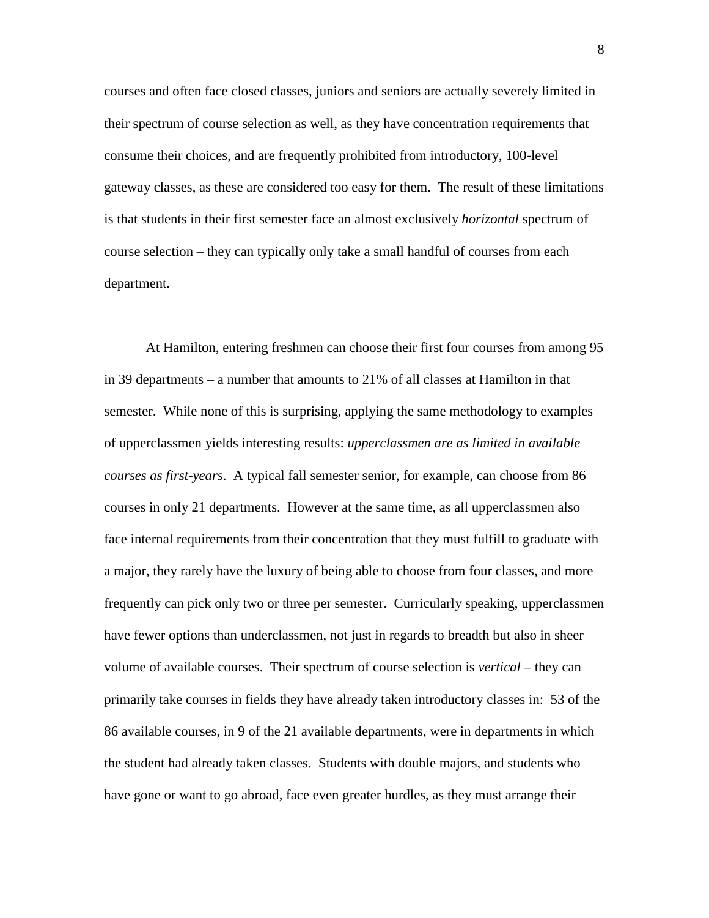courses and often face closed classes, juniors and seniors are actually severely limited in their spectrum of course selection as well, as they have concentration requirements that consume their choices, and are frequently prohibited from introductory, 100-level gateway classes, as these are considered too easy for them. The result of these limitations is that students in their first semester face an almost exclusively *horizontal* spectrum of course selection – they can typically only take a small handful of courses from each department.

At Hamilton, entering freshmen can choose their first four courses from among 95 in 39 departments – a number that amounts to 21% of all classes at Hamilton in that semester. While none of this is surprising, applying the same methodology to examples of upperclassmen yields interesting results: *upperclassmen are as limited in available courses as first-years*. A typical fall semester senior, for example, can choose from 86 courses in only 21 departments. However at the same time, as all upperclassmen also face internal requirements from their concentration that they must fulfill to graduate with a major, they rarely have the luxury of being able to choose from four classes, and more frequently can pick only two or three per semester. Curricularly speaking, upperclassmen have fewer options than underclassmen, not just in regards to breadth but also in sheer volume of available courses. Their spectrum of course selection is *vertical* – they can primarily take courses in fields they have already taken introductory classes in: 53 of the 86 available courses, in 9 of the 21 available departments, were in departments in which the student had already taken classes. Students with double majors, and students who have gone or want to go abroad, face even greater hurdles, as they must arrange their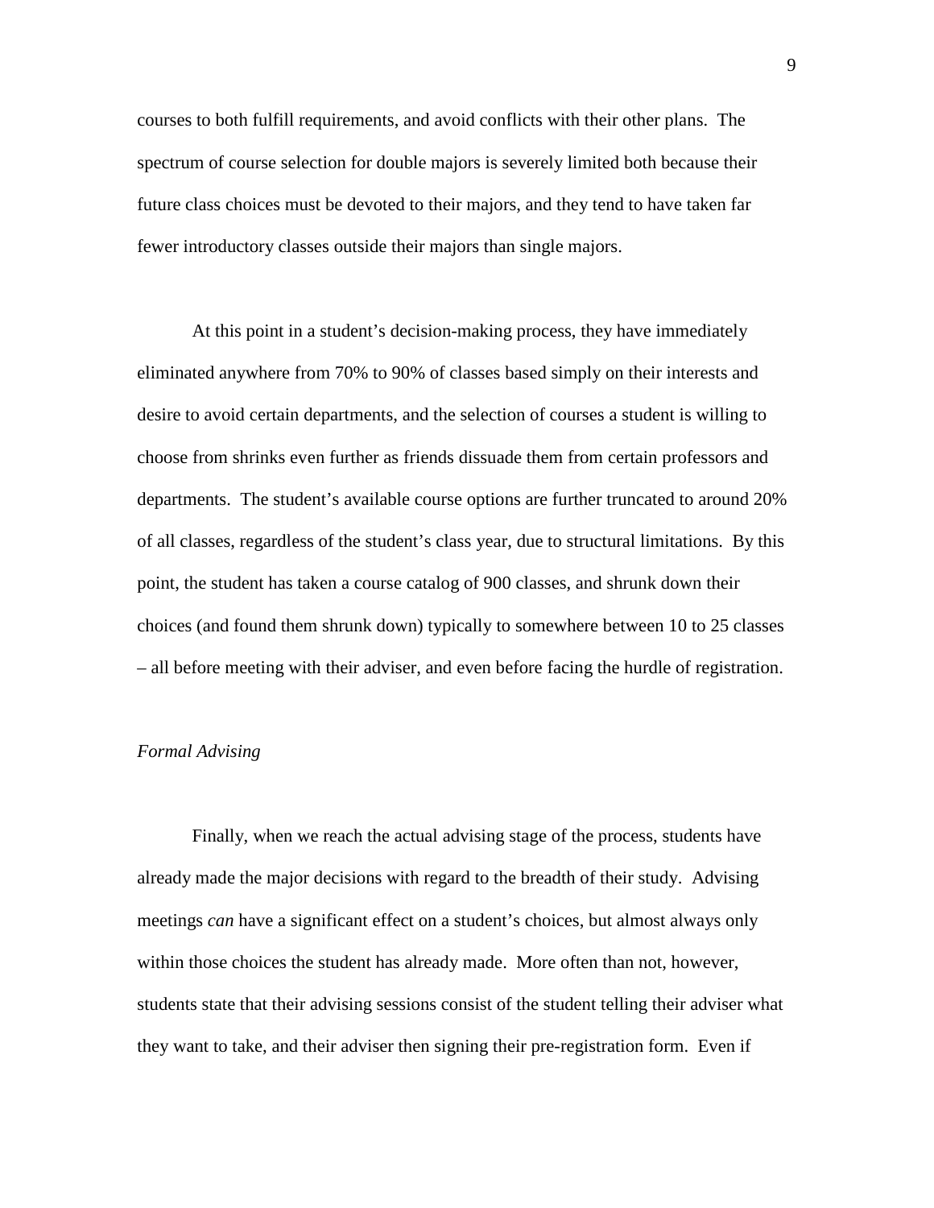courses to both fulfill requirements, and avoid conflicts with their other plans. The spectrum of course selection for double majors is severely limited both because their future class choices must be devoted to their majors, and they tend to have taken far fewer introductory classes outside their majors than single majors.

At this point in a student's decision-making process, they have immediately eliminated anywhere from 70% to 90% of classes based simply on their interests and desire to avoid certain departments, and the selection of courses a student is willing to choose from shrinks even further as friends dissuade them from certain professors and departments. The student's available course options are further truncated to around 20% of all classes, regardless of the student's class year, due to structural limitations. By this point, the student has taken a course catalog of 900 classes, and shrunk down their choices (and found them shrunk down) typically to somewhere between 10 to 25 classes – all before meeting with their adviser, and even before facing the hurdle of registration.

*Formal Advising*

Finally, when we reach the actual advising stage of the process, students have already made the major decisions with regard to the breadth of their study. Advising meetings *can* have a significant effect on a student's choices, but almost always only within those choices the student has already made. More often than not, however, students state that their advising sessions consist of the student telling their adviser what they want to take, and their adviser then signing their pre-registration form. Even if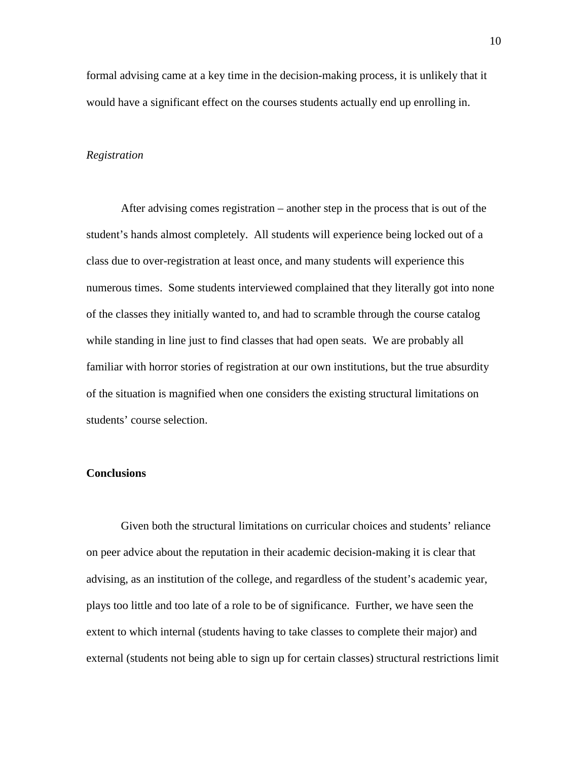formal advising came at a key time in the decision-making process, it is unlikely that it would have a significant effect on the courses students actually end up enrolling in.

*Registration*

After advising comes registration – another step in the process that is out of the student's hands almost completely. All students will experience being locked out of a class due to over-registration at least once, and many students will experience this numerous times. Some students interviewed complained that they literally got into none of the classes they initially wanted to, and had to scramble through the course catalog while standing in line just to find classes that had open seats. We are probably all familiar with horror stories of registration at our own institutions, but the true absurdity of the situation is magnified when one considers the existing structural limitations on students' course selection.

**Conclusions**

Given both the structural limitations on curricular choices and students' reliance on peer advice about the reputation in their academic decision-making it is clear that advising, as an institution of the college, and regardless of the student's academic year, plays too little and too late of a role to be of significance. Further, we have seen the extent to which internal (students having to take classes to complete their major) and external (students not being able to sign up for certain classes) structural restrictions limit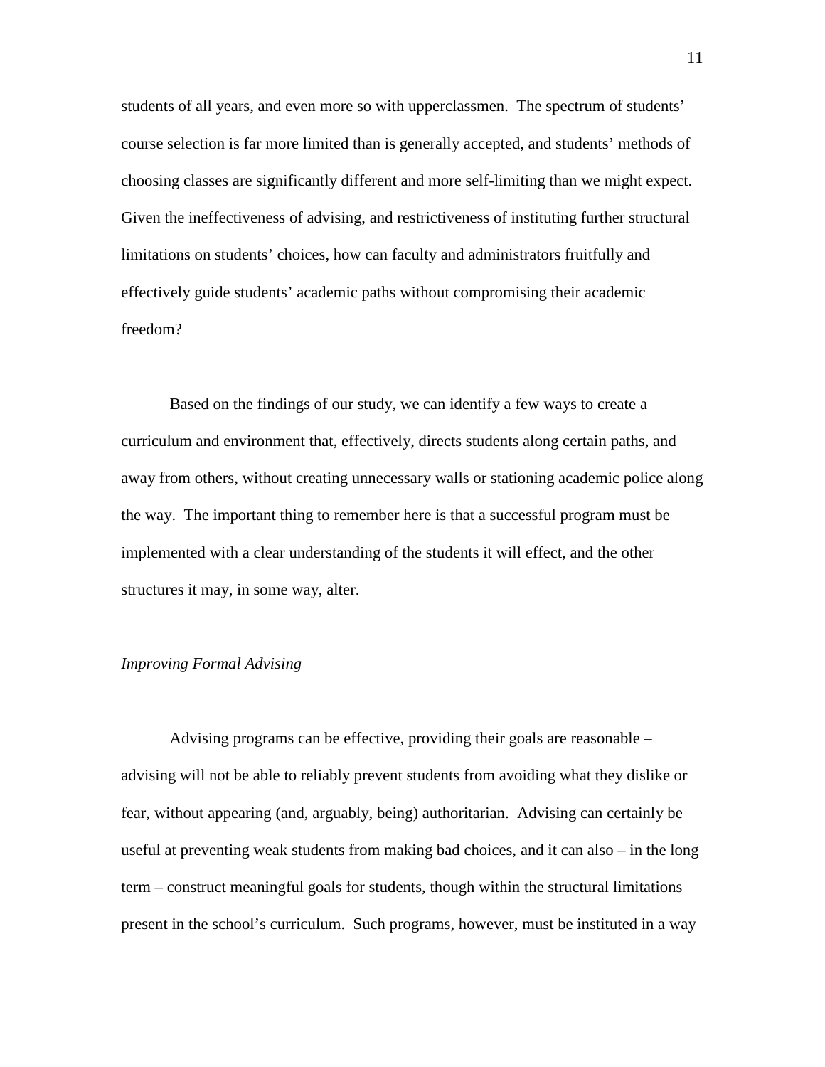students of all years, and even more so with upperclassmen. The spectrum of students' course selection is far more limited than is generally accepted, and students' methods of choosing classes are significantly different and more self-limiting than we might expect. Given the ineffectiveness of advising, and restrictiveness of instituting further structural limitations on students' choices, how can faculty and administrators fruitfully and effectively guide students' academic paths without compromising their academic freedom?

Based on the findings of our study, we can identify a few ways to create a curriculum and environment that, effectively, directs students along certain paths, and away from others, without creating unnecessary walls or stationing academic police along the way. The important thing to remember here is that a successful program must be implemented with a clear understanding of the students it will effect, and the other structures it may, in some way, alter.

*Improving Formal Advising*

Advising programs can be effective, providing their goals are reasonable – advising will not be able to reliably prevent students from avoiding what they dislike or fear, without appearing (and, arguably, being) authoritarian. Advising can certainly be useful at preventing weak students from making bad choices, and it can also – in the long term – construct meaningful goals for students, though within the structural limitations present in the school's curriculum. Such programs, however, must be instituted in a way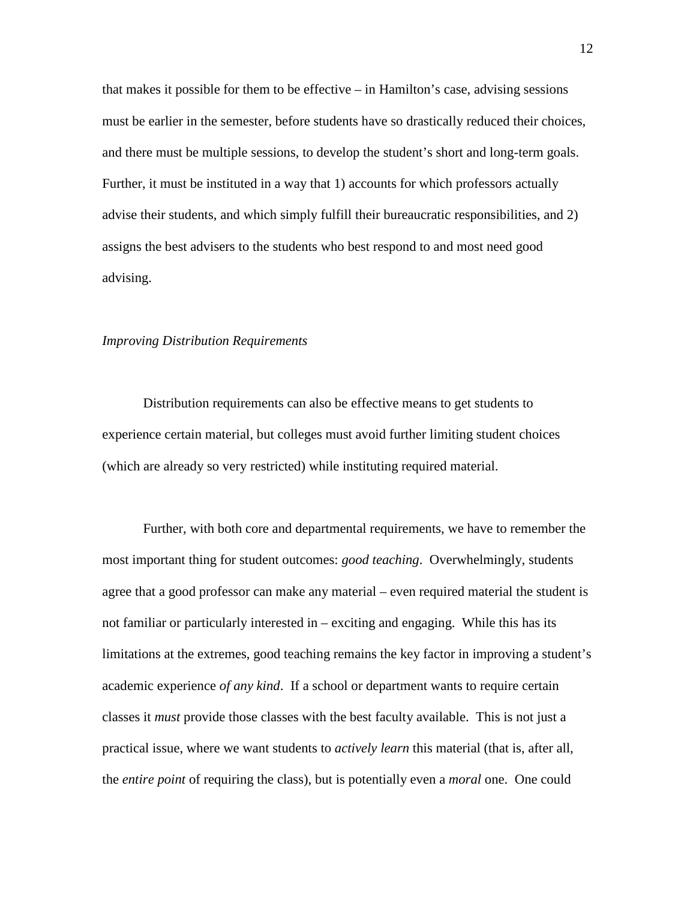that makes it possible for them to be effective – in Hamilton's case, advising sessions must be earlier in the semester, before students have so drastically reduced their choices, and there must be multiple sessions, to develop the student's short and long-term goals. Further, it must be instituted in a way that 1) accounts for which professors actually advise their students, and which simply fulfill their bureaucratic responsibilities, and 2) assigns the best advisers to the students who best respond to and most need good advising.

*Improving Distribution Requirements*

Distribution requirements can also be effective means to get students to experience certain material, but colleges must avoid further limiting student choices (which are already so very restricted) while instituting required material.

Further, with both core and departmental requirements, we have to remember the most important thing for student outcomes: *good teaching*. Overwhelmingly, students agree that a good professor can make any material – even required material the student is not familiar or particularly interested in – exciting and engaging. While this has its limitations at the extremes, good teaching remains the key factor in improving a student's academic experience *of any kind*. If a school or department wants to require certain classes it *must* provide those classes with the best faculty available. This is not just a practical issue, where we want students to *actively learn* this material (that is, after all, the *entire point* of requiring the class), but is potentially even a *moral* one. One could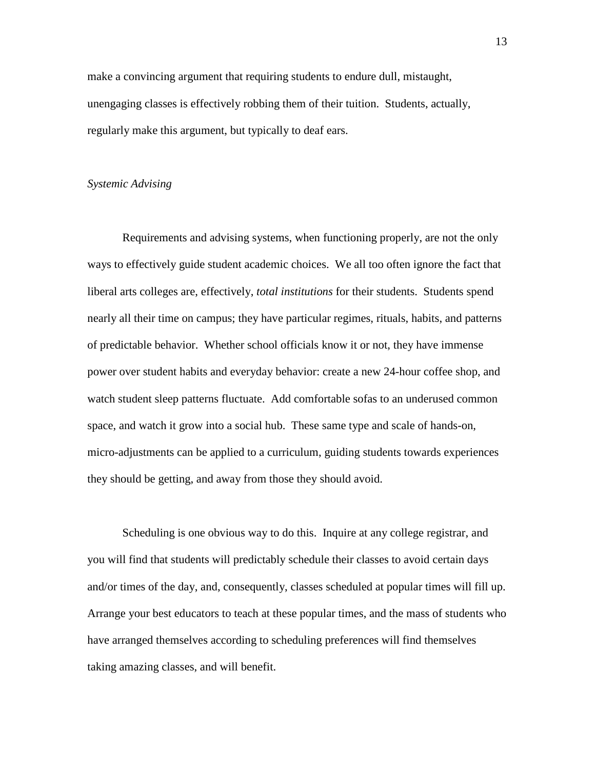make a convincing argument that requiring students to endure dull, mistaught, unengaging classes is effectively robbing them of their tuition. Students, actually, regularly make this argument, but typically to deaf ears.

### *Systemic Advising*

Requirements and advising systems, when functioning properly, are not the only ways to effectively guide student academic choices. We all too often ignore the fact that liberal arts colleges are, effectively, *total institutions* for their students. Students spend nearly all their time on campus; they have particular regimes, rituals, habits, and patterns of predictable behavior. Whether school officials know it or not, they have immense power over student habits and everyday behavior: create a new 24-hour coffee shop, and watch student sleep patterns fluctuate. Add comfortable sofas to an underused common space, and watch it grow into a social hub. These same type and scale of hands-on, micro-adjustments can be applied to a curriculum, guiding students towards experiences they should be getting, and away from those they should avoid.

Scheduling is one obvious way to do this. Inquire at any college registrar, and you will find that students will predictably schedule their classes to avoid certain days and/or times of the day, and, consequently, classes scheduled at popular times will fill up. Arrange your best educators to teach at these popular times, and the mass of students who have arranged themselves according to scheduling preferences will find themselves taking amazing classes, and will benefit.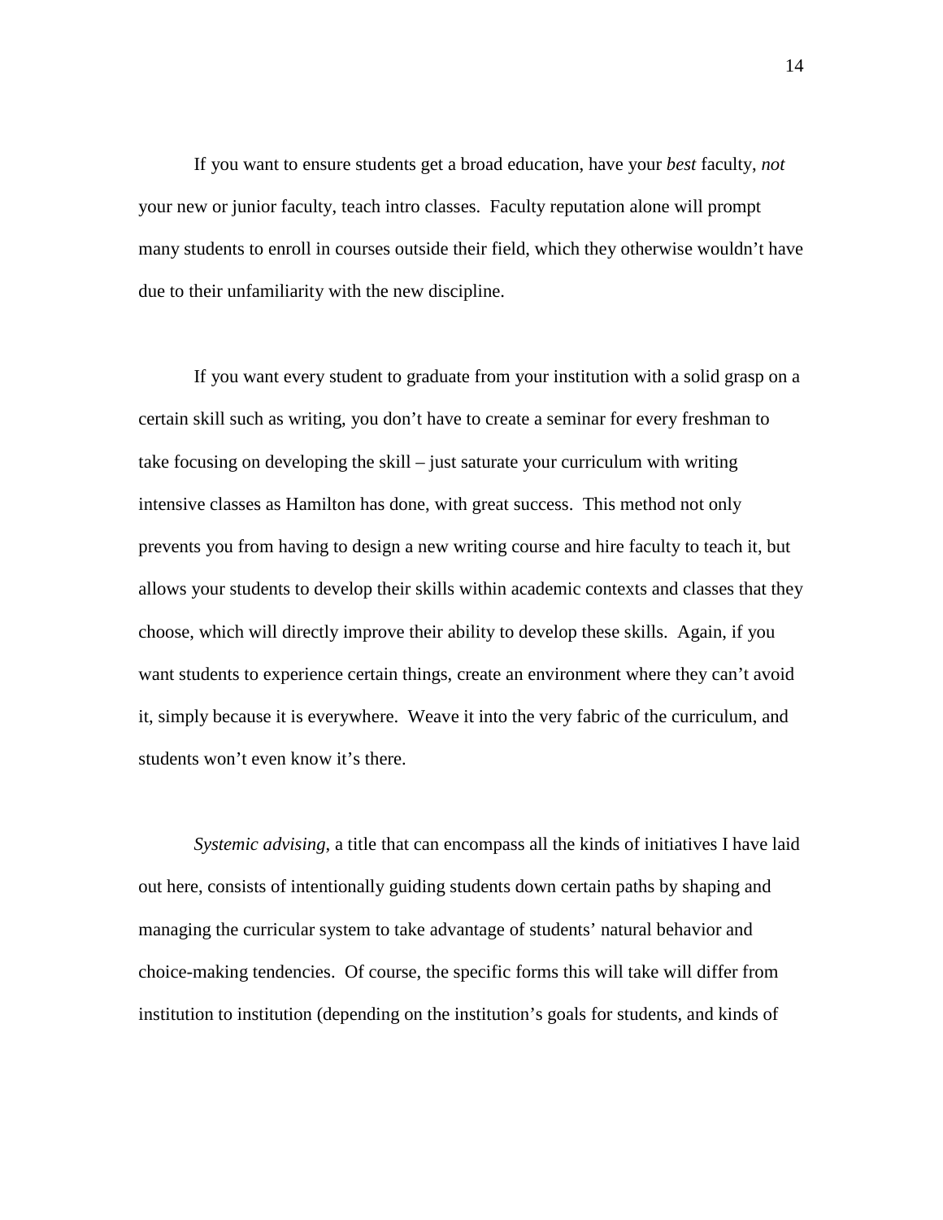If you want to ensure students get a broad education, have your *best* faculty, *not* your new or junior faculty, teach intro classes. Faculty reputation alone will prompt many students to enroll in courses outside their field, which they otherwise wouldn't have due to their unfamiliarity with the new discipline.

If you want every student to graduate from your institution with a solid grasp on a certain skill such as writing, you don't have to create a seminar for every freshman to take focusing on developing the skill – just saturate your curriculum with writing intensive classes as Hamilton has done, with great success. This method not only prevents you from having to design a new writing course and hire faculty to teach it, but allows your students to develop their skills within academic contexts and classes that they choose, which will directly improve their ability to develop these skills. Again, if you want students to experience certain things, create an environment where they can't avoid it, simply because it is everywhere. Weave it into the very fabric of the curriculum, and students won't even know it's there.

*Systemic advising*, a title that can encompass all the kinds of initiatives I have laid out here, consists of intentionally guiding students down certain paths by shaping and managing the curricular system to take advantage of students' natural behavior and choice-making tendencies. Of course, the specific forms this will take will differ from institution to institution (depending on the institution's goals for students, and kinds of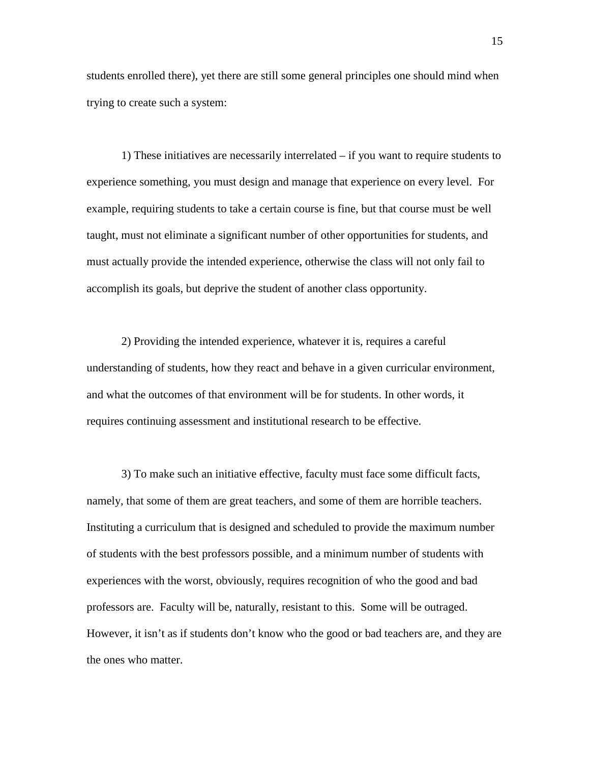students enrolled there), yet there are still some general principles one should mind when trying to create such a system:

1) These initiatives are necessarily interrelated – if you want to require students to experience something, you must design and manage that experience on every level. For example, requiring students to take a certain course is fine, but that course must be well taught, must not eliminate a significant number of other opportunities for students, and must actually provide the intended experience, otherwise the class will not only fail to accomplish its goals, but deprive the student of another class opportunity.

2) Providing the intended experience, whatever it is, requires a careful understanding of students, how they react and behave in a given curricular environment, and what the outcomes of that environment will be for students. In other words, it requires continuing assessment and institutional research to be effective.

3) To make such an initiative effective, faculty must face some difficult facts, namely, that some of them are great teachers, and some of them are horrible teachers. Instituting a curriculum that is designed and scheduled to provide the maximum number of students with the best professors possible, and a minimum number of students with experiences with the worst, obviously, requires recognition of who the good and bad professors are. Faculty will be, naturally, resistant to this. Some will be outraged. However, it isn't as if students don't know who the good or bad teachers are, and they are the ones who matter.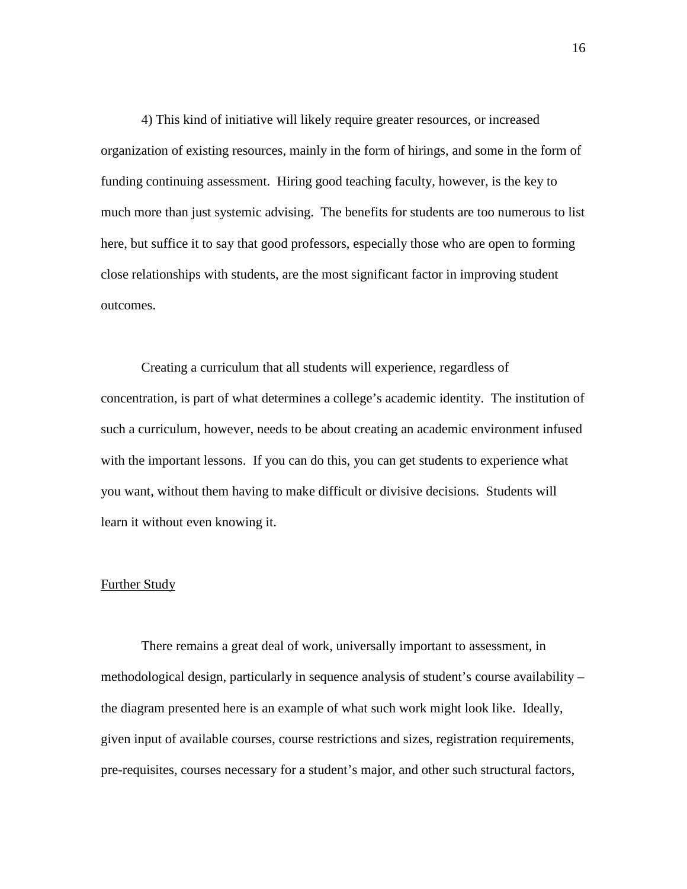4) This kind of initiative will likely require greater resources, or increased organization of existing resources, mainly in the form of hirings, and some in the form of funding continuing assessment. Hiring good teaching faculty, however, is the key to much more than just systemic advising. The benefits for students are too numerous to list here, but suffice it to say that good professors, especially those who are open to forming close relationships with students, are the most significant factor in improving student outcomes.

Creating a curriculum that all students will experience, regardless of concentration, is part of what determines a college's academic identity. The institution of such a curriculum, however, needs to be about creating an academic environment infused with the important lessons. If you can do this, you can get students to experience what you want, without them having to make difficult or divisive decisions. Students will learn it without even knowing it.

## Further Study

There remains a great deal of work, universally important to assessment, in methodological design, particularly in sequence analysis of student's course availability – the diagram presented here is an example of what such work might look like. Ideally, given input of available courses, course restrictions and sizes, registration requirements, pre-requisites, courses necessary for a student's major, and other such structural factors,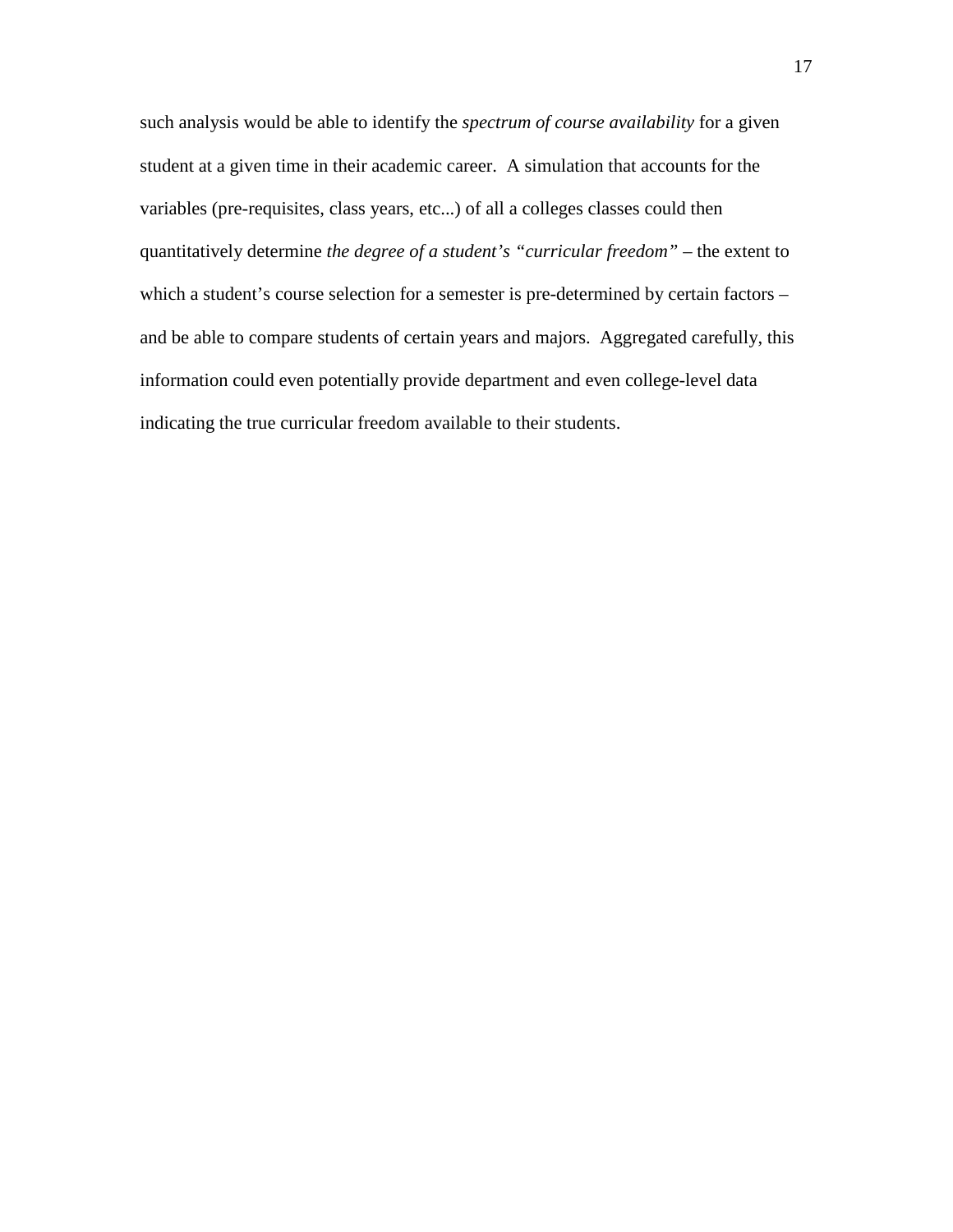such analysis would be able to identify the *spectrum of course availability* for a given student at a given time in their academic career. A simulation that accounts for the variables (pre-requisites, class years, etc...) of all a colleges classes could then quantitatively determine *the degree of a student's "curricular freedom"* – the extent to which a student's course selection for a semester is pre-determined by certain factors – and be able to compare students of certain years and majors. Aggregated carefully, this information could even potentially provide department and even college-level data indicating the true curricular freedom available to their students.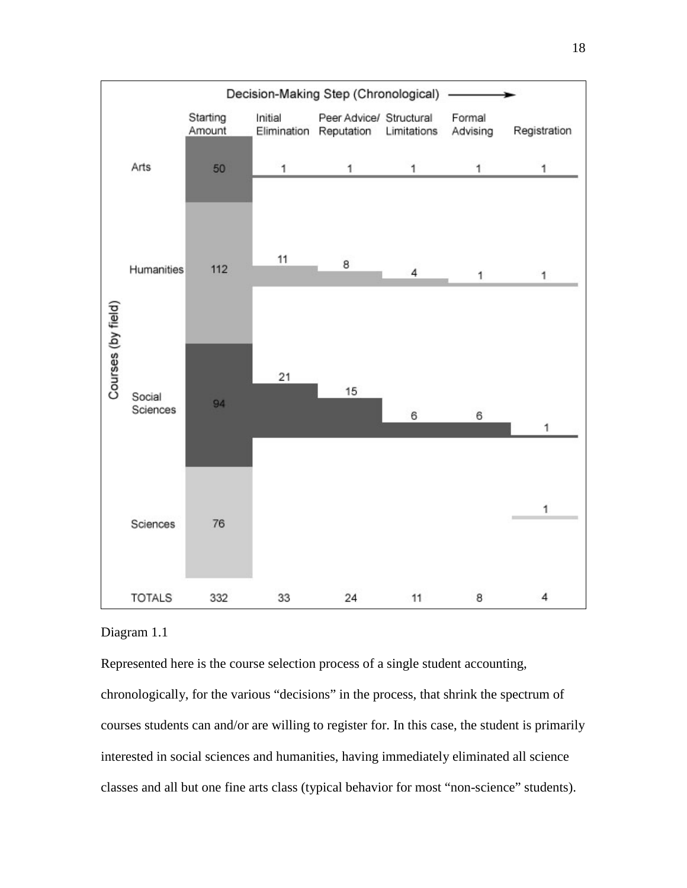Decision-Making Step (Chronological)

Starting Amount
Initial Elimination
Peer Advice/ Reputation
Structural Limitations
Formal Advising
Registration

Courses (by field)

Arts
50
1
1
1
1
1

Humanities
112
11
8
4
1
1

Social Sciences
94
21
15
6
6
1

Sciences
76
1

TOTALS
332
33
24
11
8
4

Diagram 1.1

Represented here is the course selection process of a single student accounting, chronologically, for the various "decisions" in the process, that shrink the spectrum of courses students can and/or are willing to register for. In this case, the student is primarily interested in social sciences and humanities, having immediately eliminated all science classes and all but one fine arts class (typical behavior for most "non-science" students).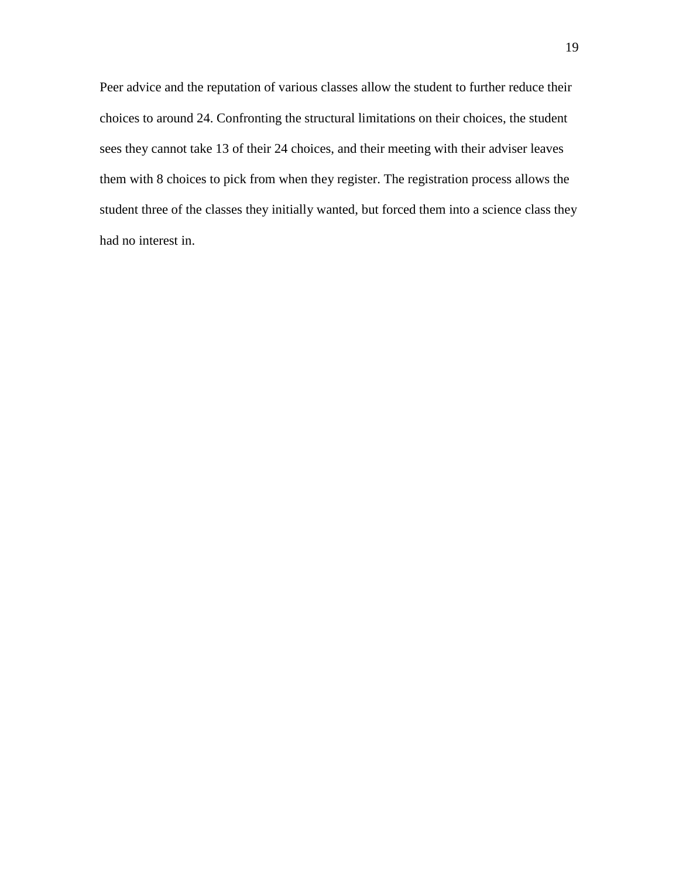Peer advice and the reputation of various classes allow the student to further reduce their choices to around 24. Confronting the structural limitations on their choices, the student sees they cannot take 13 of their 24 choices, and their meeting with their adviser leaves them with 8 choices to pick from when they register. The registration process allows the student three of the classes they initially wanted, but forced them into a science class they had no interest in.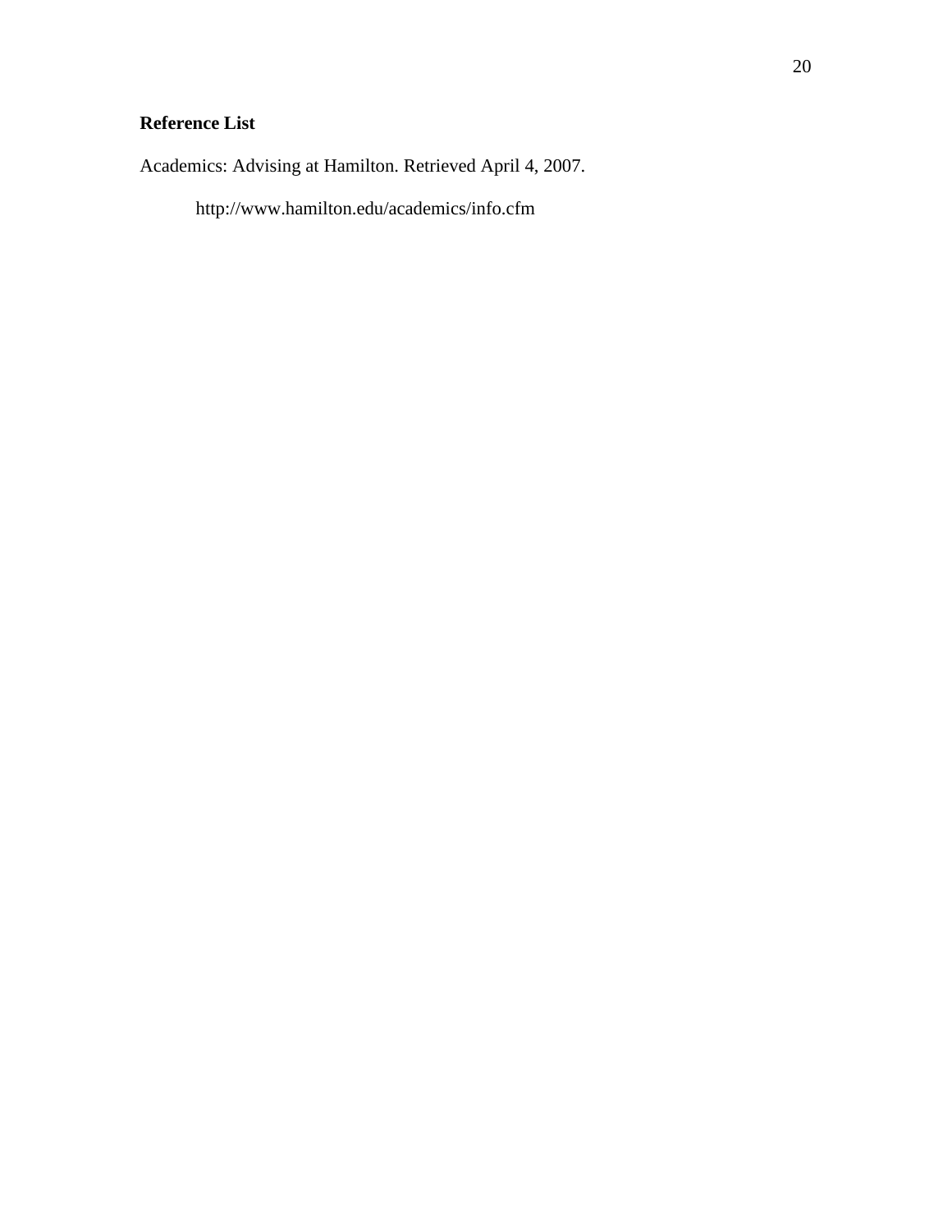**Reference List**

Academics: Advising at Hamilton. Retrieved April 4, 2007.

http://www.hamilton.edu/academics/info.cfm